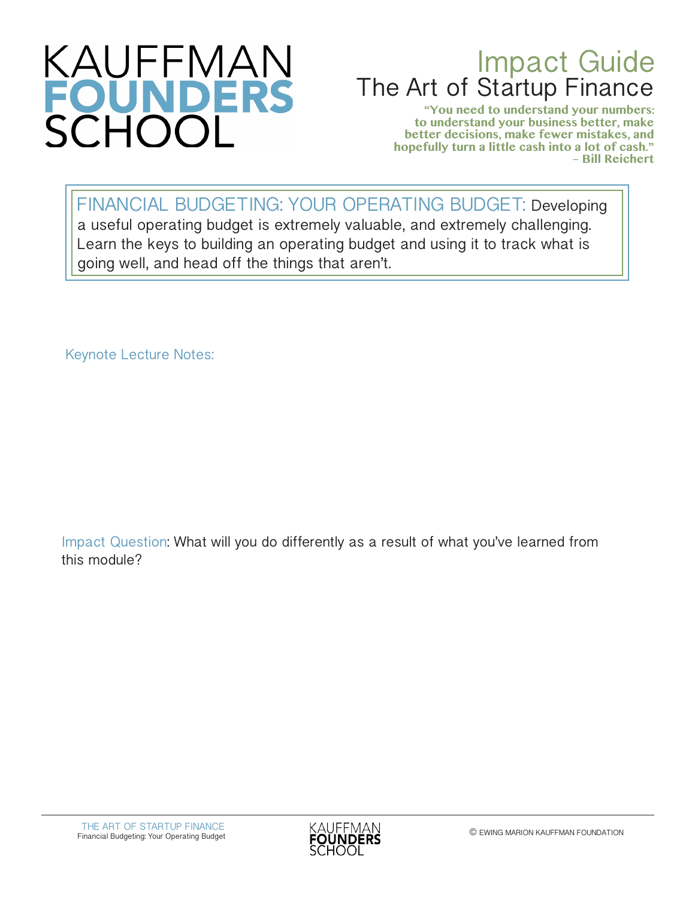# KAUFFMAN FOUNDERS SCHOOL

## Impact Guide
## The Art of Startup Finance

**"You need to understand your numbers: to understand your business better, make better decisions, make fewer mistakes, and hopefully turn a little cash into a lot of cash."**
**– Bill Reichert**

FINANCIAL BUDGETING: YOUR OPERATING BUDGET: Developing a useful operating budget is extremely valuable, and extremely challenging. Learn the keys to building an operating budget and using it to track what is going well, and head off the things that aren't.

Keynote Lecture Notes:

Impact Question: What will you do differently as a result of what you've learned from this module?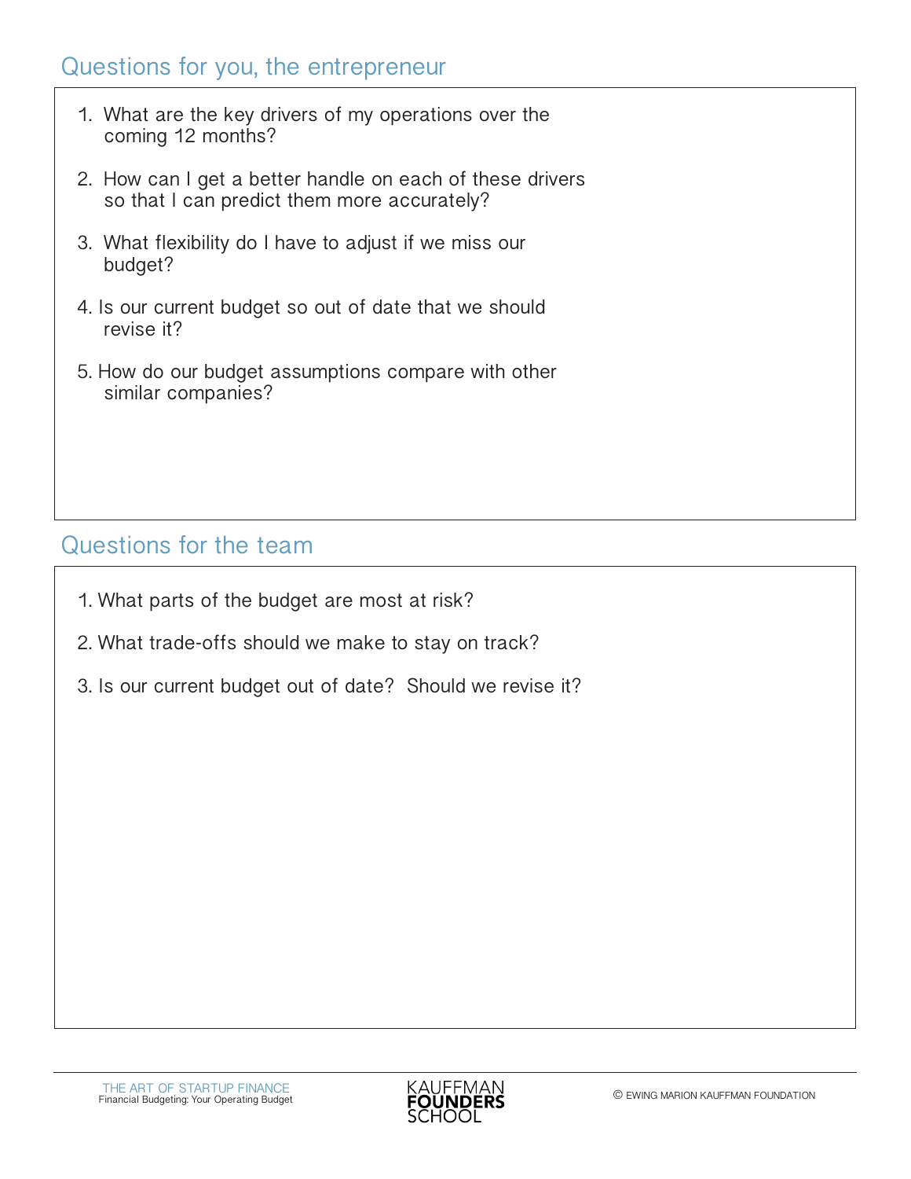## Questions for you, the entrepreneur

1. What are the key drivers of my operations over the coming 12 months?
2. How can I get a better handle on each of these drivers so that I can predict them more accurately?
3. What flexibility do I have to adjust if we miss our budget?
4. Is our current budget so out of date that we should revise it?
5. How do our budget assumptions compare with other similar companies?

## Questions for the team

1. What parts of the budget are most at risk?
2. What trade-offs should we make to stay on track?
3. Is our current budget out of date? Should we revise it?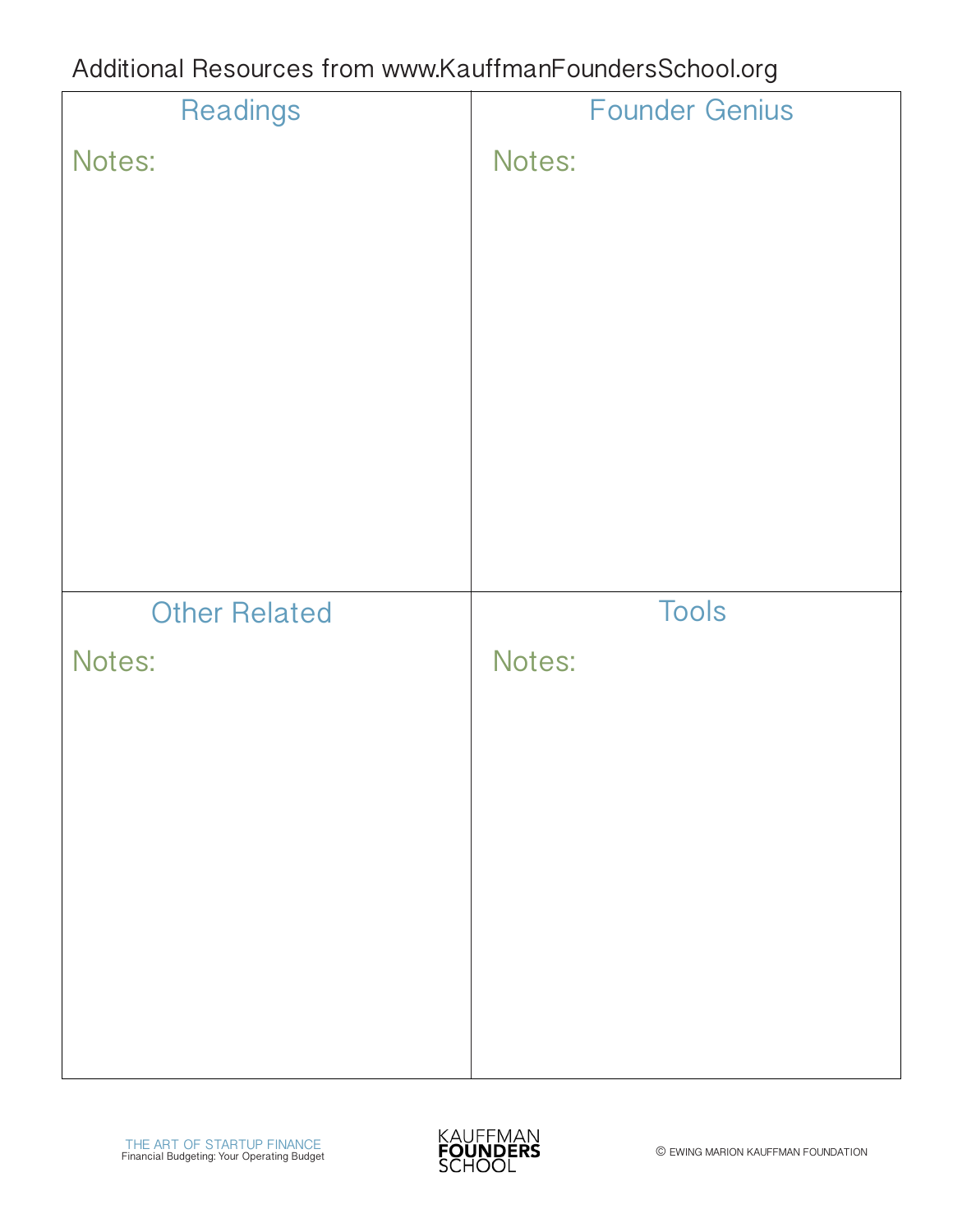Additional Resources from www.KauffmanFoundersSchool.org

## Readings

Notes:

## Founder Genius

Notes:

## Other Related

Notes:

## Tools

Notes: